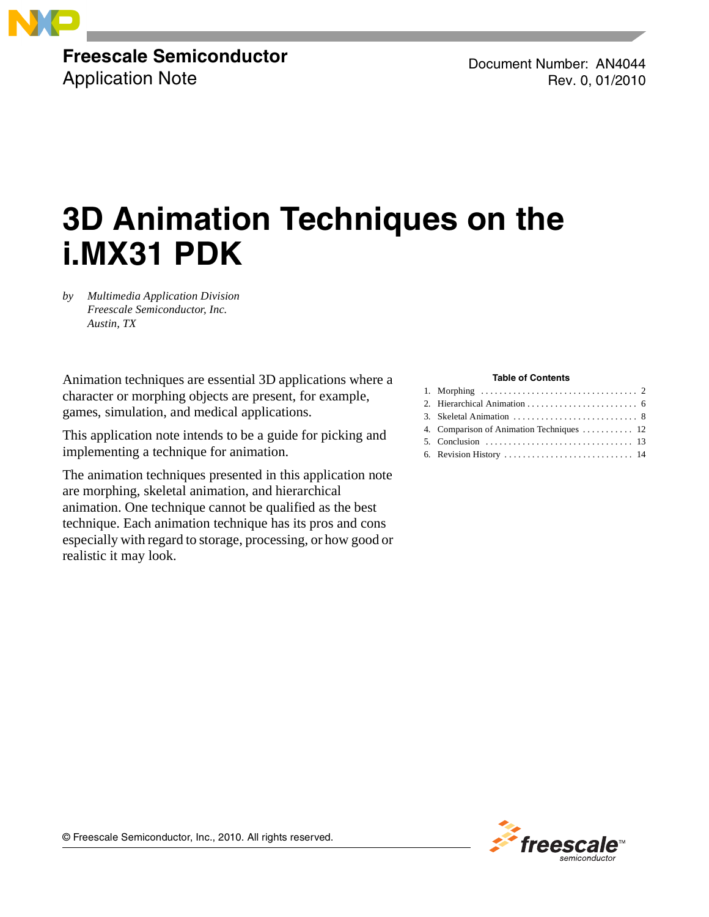**Freescale Semiconductor**
Application Note

Document Number: AN4044
Rev. 0, 01/2010

# 3D Animation Techniques on the i.MX31 PDK

by *Multimedia Application Division*
*Freescale Semiconductor, Inc.*
*Austin, TX*

Animation techniques are essential 3D applications where a character or morphing objects are present, for example, games, simulation, and medical applications.

This application note intends to be a guide for picking and implementing a technique for animation.

The animation techniques presented in this application note are morphing, skeletal animation, and hierarchical animation. One technique cannot be qualified as the best technique. Each animation technique has its pros and cons especially with regard to storage, processing, or how good or realistic it may look.

**Table of Contents**

1. Morphing . . . . . . . . . . . . . . . . . . . . . . . . . . . . . . . . . . 2
2. Hierarchical Animation . . . . . . . . . . . . . . . . . . . . . . . . 6
3. Skeletal Animation . . . . . . . . . . . . . . . . . . . . . . . . . . . 8
4. Comparison of Animation Techniques . . . . . . . . . . . 12
5. Conclusion . . . . . . . . . . . . . . . . . . . . . . . . . . . . . . . . 13
6. Revision History . . . . . . . . . . . . . . . . . . . . . . . . . . . . 14

© Freescale Semiconductor, Inc., 2010. All rights reserved.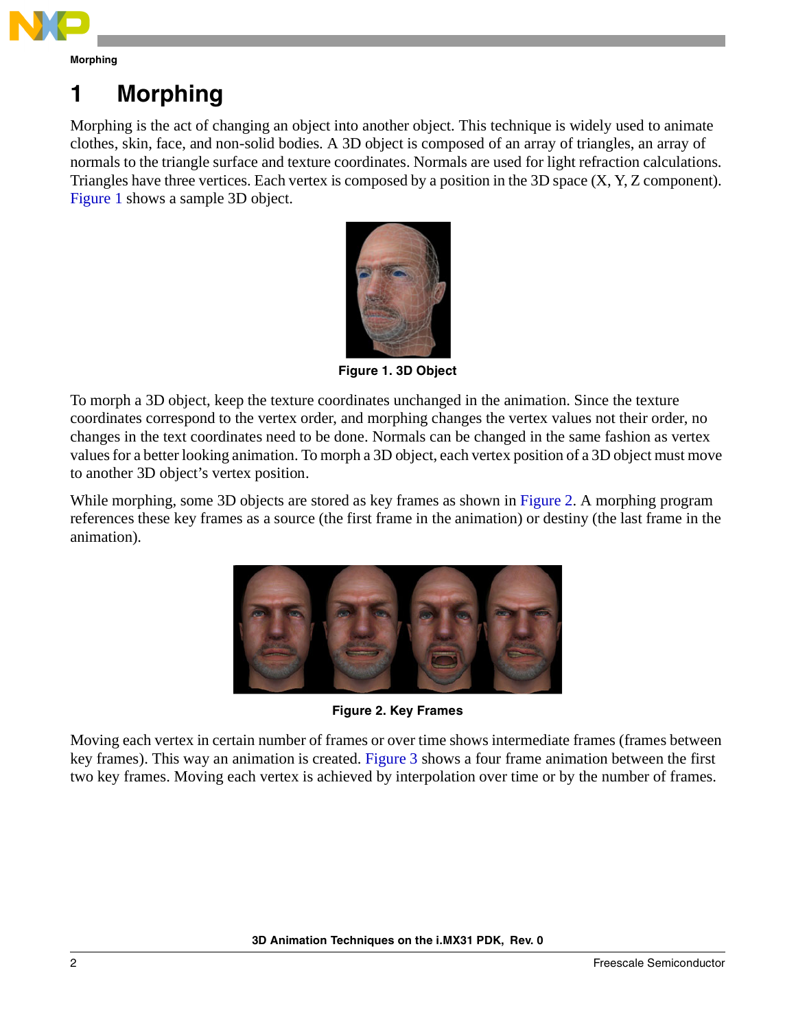# 1 Morphing

Morphing is the act of changing an object into another object. This technique is widely used to animate clothes, skin, face, and non-solid bodies. A 3D object is composed of an array of triangles, an array of normals to the triangle surface and texture coordinates. Normals are used for light refraction calculations. Triangles have three vertices. Each vertex is composed by a position in the 3D space (X, Y, Z component). Figure 1 shows a sample 3D object.

Figure 1. 3D Object

To morph a 3D object, keep the texture coordinates unchanged in the animation. Since the texture coordinates correspond to the vertex order, and morphing changes the vertex values not their order, no changes in the text coordinates need to be done. Normals can be changed in the same fashion as vertex values for a better looking animation. To morph a 3D object, each vertex position of a 3D object must move to another 3D object's vertex position.

While morphing, some 3D objects are stored as key frames as shown in Figure 2. A morphing program references these key frames as a source (the first frame in the animation) or destiny (the last frame in the animation).

Figure 2. Key Frames

Moving each vertex in certain number of frames or over time shows intermediate frames (frames between key frames). This way an animation is created. Figure 3 shows a four frame animation between the first two key frames. Moving each vertex is achieved by interpolation over time or by the number of frames.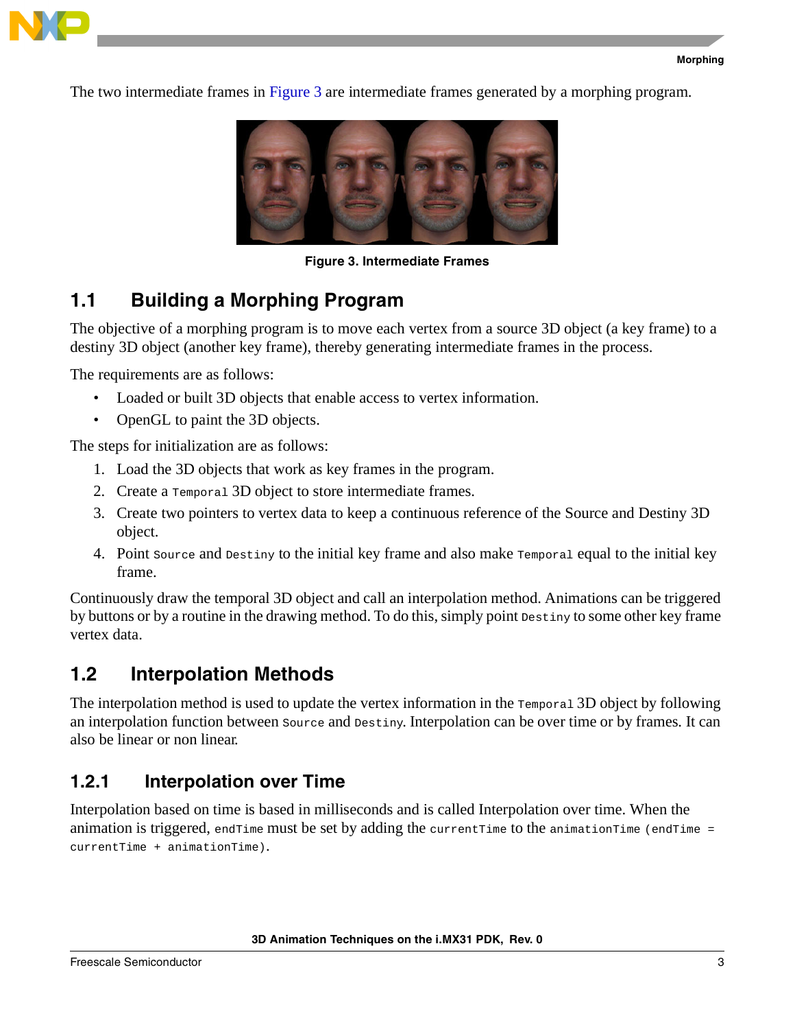The two intermediate frames in Figure 3 are intermediate frames generated by a morphing program.

**Figure 3. Intermediate Frames**

## 1.1 Building a Morphing Program

The objective of a morphing program is to move each vertex from a source 3D object (a key frame) to a destiny 3D object (another key frame), thereby generating intermediate frames in the process.

The requirements are as follows:

- Loaded or built 3D objects that enable access to vertex information.
- OpenGL to paint the 3D objects.

The steps for initialization are as follows:

1. Load the 3D objects that work as key frames in the program.
2. Create a `Temporal` 3D object to store intermediate frames.
3. Create two pointers to vertex data to keep a continuous reference of the Source and Destiny 3D object.
4. Point `Source` and `Destiny` to the initial key frame and also make `Temporal` equal to the initial key frame.

Continuously draw the temporal 3D object and call an interpolation method. Animations can be triggered by buttons or by a routine in the drawing method. To do this, simply point `Destiny` to some other key frame vertex data.

## 1.2 Interpolation Methods

The interpolation method is used to update the vertex information in the `Temporal` 3D object by following an interpolation function between `Source` and `Destiny`. Interpolation can be over time or by frames. It can also be linear or non linear.

### 1.2.1 Interpolation over Time

Interpolation based on time is based in milliseconds and is called Interpolation over time. When the animation is triggered, `endTime` must be set by adding the `currentTime` to the `animationTime` (`endTime = currentTime + animationTime`).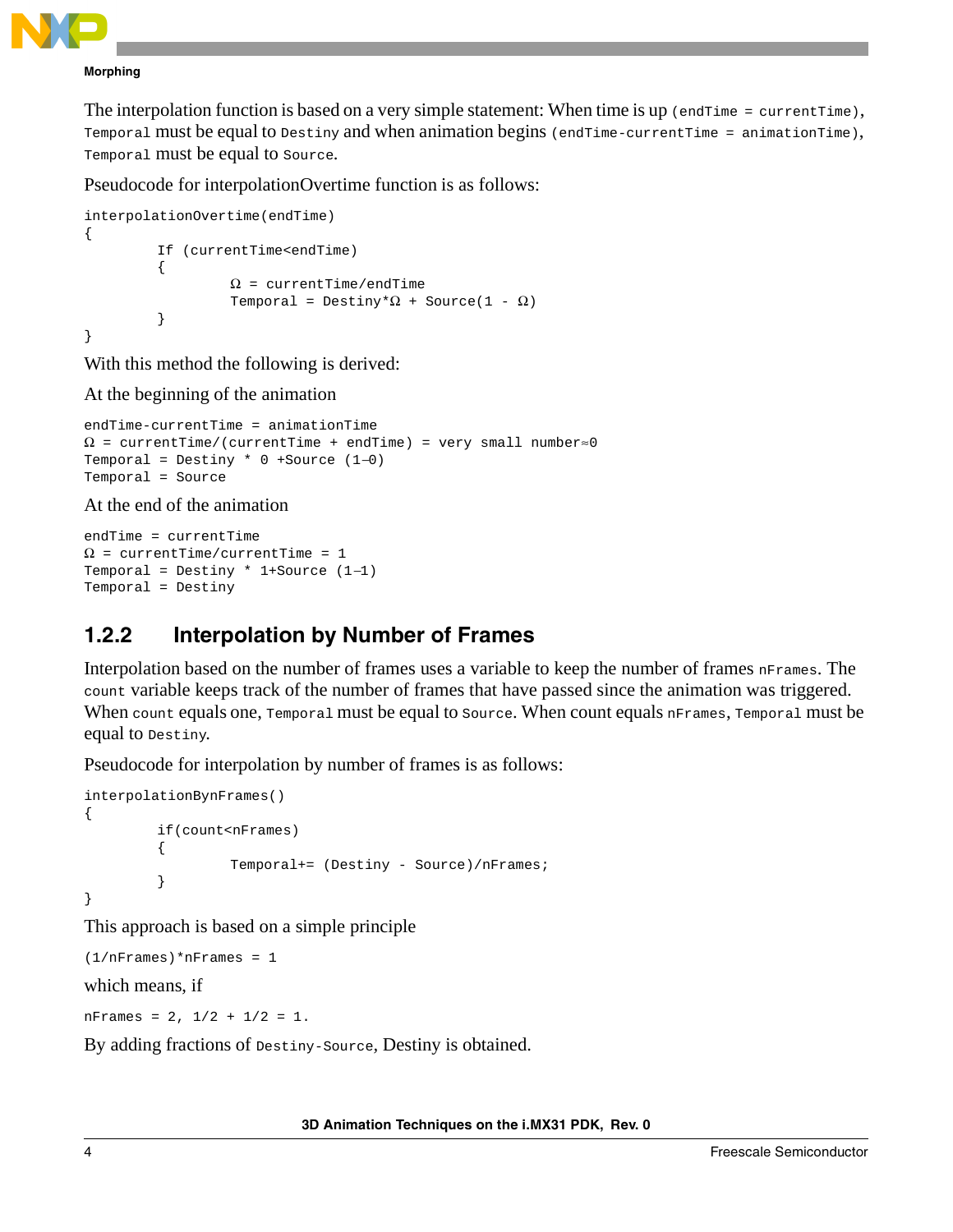The interpolation function is based on a very simple statement: When time is up `(endTime = currentTime)`, `Temporal` must be equal to `Destiny` and when animation begins `(endTime-currentTime = animationTime)`, `Temporal` must be equal to `Source`.

Pseudocode for interpolationOvertime function is as follows:

```
interpolationOvertime(endTime)
{
        If (currentTime<endTime)
        {
                Ω = currentTime/endTime
                Temporal = Destiny*Ω + Source(1 - Ω)
        }
}
```

With this method the following is derived:

At the beginning of the animation

```
endTime-currentTime = animationTime
Ω = currentTime/(currentTime + endTime) = very small number≈0
Temporal = Destiny * 0 +Source (1–0)
Temporal = Source
```

At the end of the animation

```
endTime = currentTime
Ω = currentTime/currentTime = 1
Temporal = Destiny * 1+Source (1–1)
Temporal = Destiny
```

### 1.2.2 Interpolation by Number of Frames

Interpolation based on the number of frames uses a variable to keep the number of frames `nFrames`. The `count` variable keeps track of the number of frames that have passed since the animation was triggered. When `count` equals one, `Temporal` must be equal to `Source`. When count equals `nFrames`, `Temporal` must be equal to `Destiny`.

Pseudocode for interpolation by number of frames is as follows:

```
interpolationBynFrames()
{
        if(count<nFrames)
        {
                Temporal+= (Destiny - Source)/nFrames;
        }
}
```

This approach is based on a simple principle

```
(1/nFrames)*nFrames = 1
```

which means, if

```
nFrames = 2, 1/2 + 1/2 = 1.
```

By adding fractions of `Destiny-Source`, Destiny is obtained.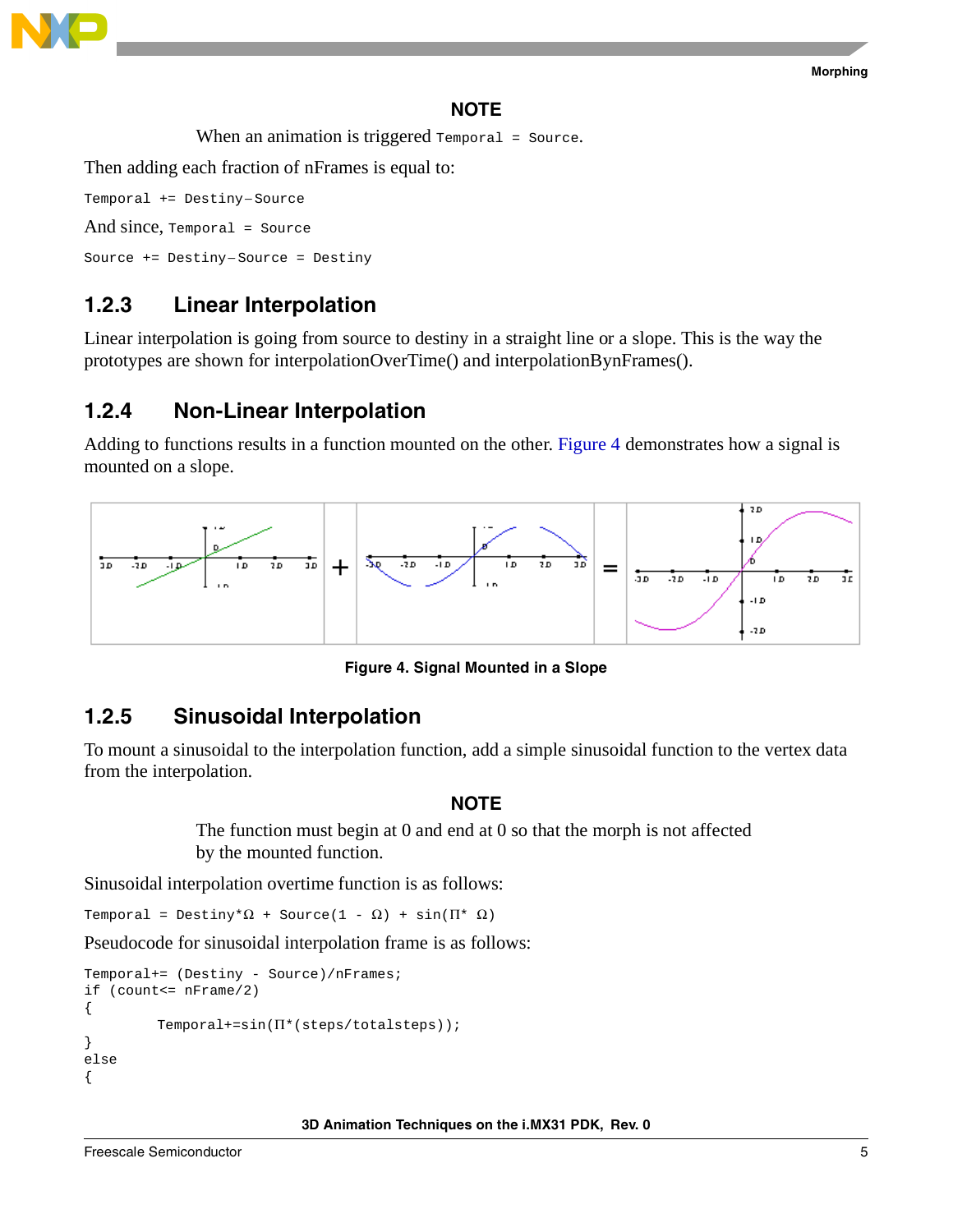**NOTE**

When an animation is triggered `Temporal = Source`.

Then adding each fraction of nFrames is equal to:

`Temporal += Destiny−Source`

And since, `Temporal = Source`

`Source += Destiny−Source = Destiny`

### 1.2.3 Linear Interpolation

Linear interpolation is going from source to destiny in a straight line or a slope. This is the way the prototypes are shown for interpolationOverTime() and interpolationBynFrames().

### 1.2.4 Non-Linear Interpolation

Adding to functions results in a function mounted on the other. Figure 4 demonstrates how a signal is mounted on a slope.

**Figure 4. Signal Mounted in a Slope**

### 1.2.5 Sinusoidal Interpolation

To mount a sinusoidal to the interpolation function, add a simple sinusoidal function to the vertex data from the interpolation.

**NOTE**

The function must begin at 0 and end at 0 so that the morph is not affected by the mounted function.

Sinusoidal interpolation overtime function is as follows:

`Temporal = Destiny*Ω + Source(1 - Ω) + sin(Π* Ω)`

Pseudocode for sinusoidal interpolation frame is as follows:

```
Temporal+= (Destiny - Source)/nFrames;
if (count<= nFrame/2)
{
        Temporal+=sin(Π*(steps/totalsteps));
}
else
{
```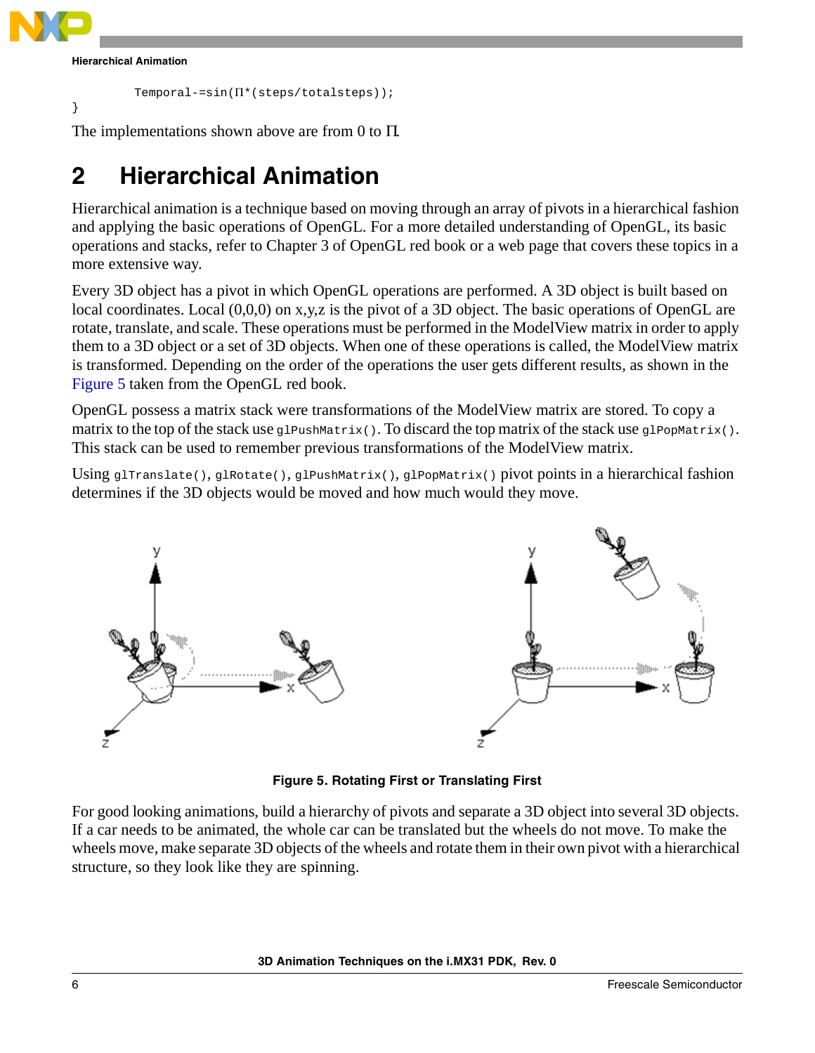```
        Temporal-=sin(Π*(steps/totalsteps));
}
```

The implementations shown above are from 0 to Π.

# 2 Hierarchical Animation

Hierarchical animation is a technique based on moving through an array of pivots in a hierarchical fashion and applying the basic operations of OpenGL. For a more detailed understanding of OpenGL, its basic operations and stacks, refer to Chapter 3 of OpenGL red book or a web page that covers these topics in a more extensive way.

Every 3D object has a pivot in which OpenGL operations are performed. A 3D object is built based on local coordinates. Local (0,0,0) on x,y,z is the pivot of a 3D object. The basic operations of OpenGL are rotate, translate, and scale. These operations must be performed in the ModelView matrix in order to apply them to a 3D object or a set of 3D objects. When one of these operations is called, the ModelView matrix is transformed. Depending on the order of the operations the user gets different results, as shown in the Figure 5 taken from the OpenGL red book.

OpenGL possess a matrix stack were transformations of the ModelView matrix are stored. To copy a matrix to the top of the stack use `glPushMatrix()`. To discard the top matrix of the stack use `glPopMatrix()`. This stack can be used to remember previous transformations of the ModelView matrix.

Using `glTranslate()`, `glRotate()`, `glPushMatrix()`, `glPopMatrix()` pivot points in a hierarchical fashion determines if the 3D objects would be moved and how much would they move.

**Figure 5. Rotating First or Translating First**

For good looking animations, build a hierarchy of pivots and separate a 3D object into several 3D objects. If a car needs to be animated, the whole car can be translated but the wheels do not move. To make the wheels move, make separate 3D objects of the wheels and rotate them in their own pivot with a hierarchical structure, so they look like they are spinning.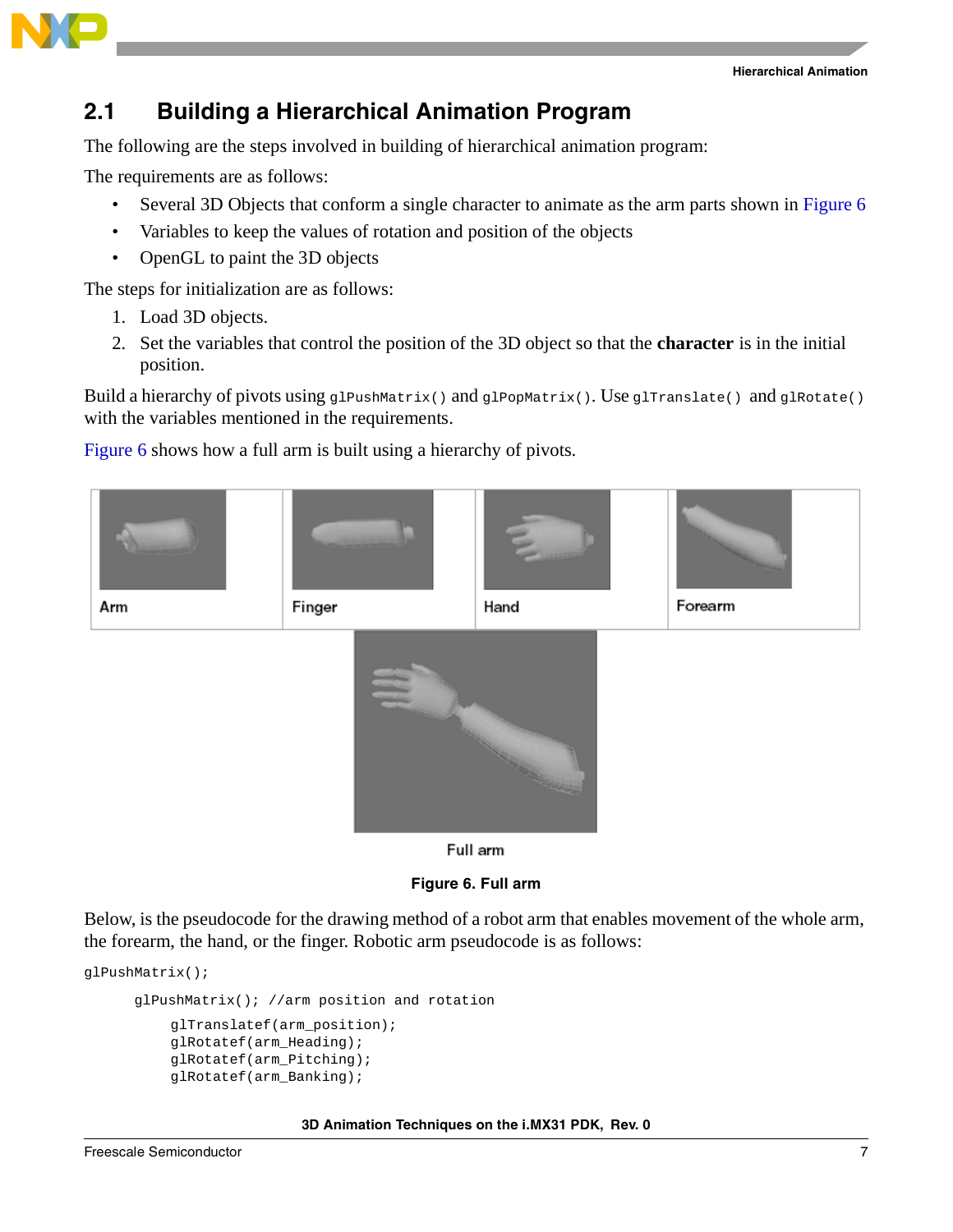## 2.1 Building a Hierarchical Animation Program

The following are the steps involved in building of hierarchical animation program:

The requirements are as follows:

- Several 3D Objects that conform a single character to animate as the arm parts shown in Figure 6
- Variables to keep the values of rotation and position of the objects
- OpenGL to paint the 3D objects

The steps for initialization are as follows:

1. Load 3D objects.
2. Set the variables that control the position of the 3D object so that the **character** is in the initial position.

Build a hierarchy of pivots using `glPushMatrix()` and `glPopMatrix()`. Use `glTranslate()` and `glRotate()` with the variables mentioned in the requirements.

Figure 6 shows how a full arm is built using a hierarchy of pivots.

Arm | Finger | Hand | Forearm

Full arm

**Figure 6. Full arm**

Below, is the pseudocode for the drawing method of a robot arm that enables movement of the whole arm, the forearm, the hand, or the finger. Robotic arm pseudocode is as follows:

```
glPushMatrix();
      glPushMatrix(); //arm position and rotation
          glTranslatef(arm_position);
          glRotatef(arm_Heading);
          glRotatef(arm_Pitching);
          glRotatef(arm_Banking);
```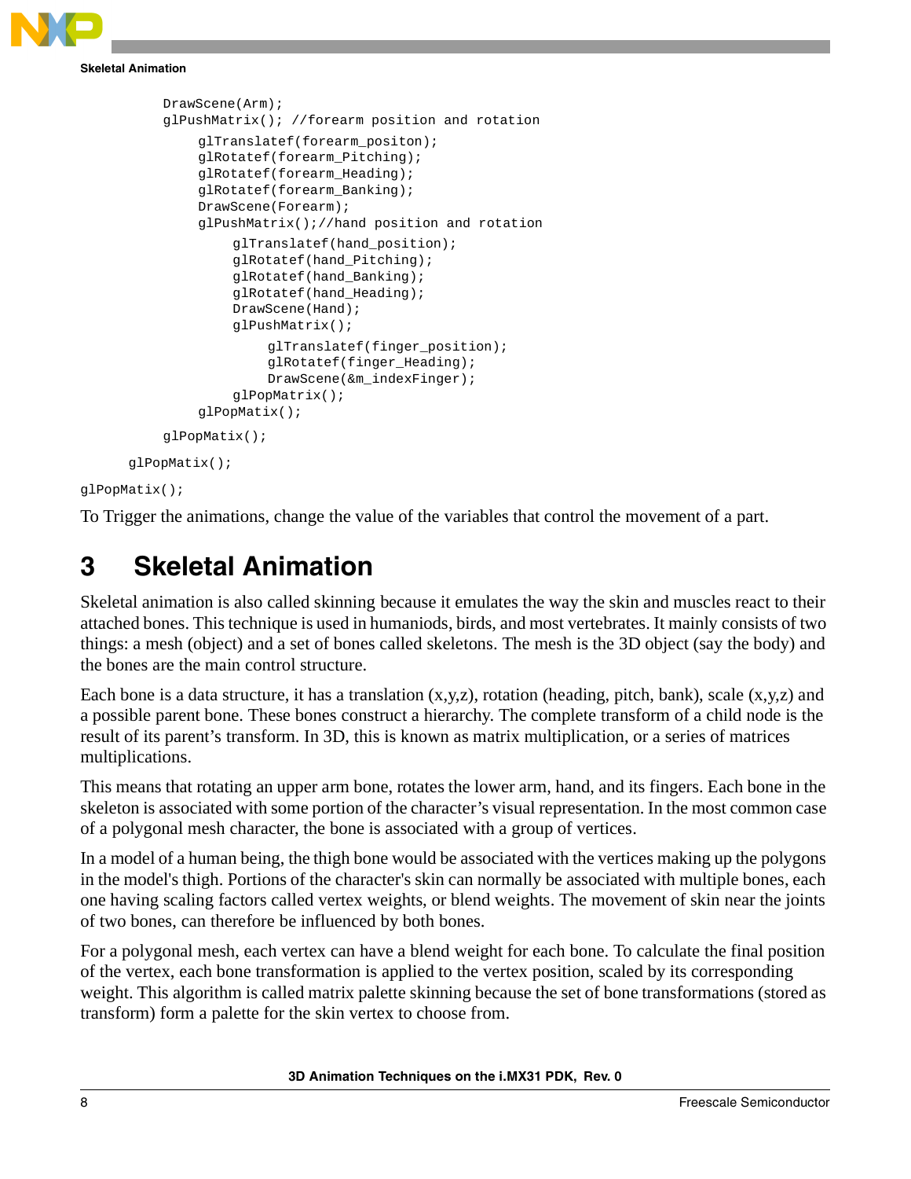```
            DrawScene(Arm);
            glPushMatrix(); //forearm position and rotation
                glTranslatef(forearm_positon);
                glRotatef(forearm_Pitching);
                glRotatef(forearm_Heading);
                glRotatef(forearm_Banking);
                DrawScene(Forearm);
                glPushMatrix();//hand position and rotation
                    glTranslatef(hand_position);
                    glRotatef(hand_Pitching);
                    glRotatef(hand_Banking);
                    glRotatef(hand_Heading);
                    DrawScene(Hand);
                    glPushMatrix();
                        glTranslatef(finger_position);
                        glRotatef(finger_Heading);
                        DrawScene(&m_indexFinger);
                    glPopMatrix();
                glPopMatix();
            glPopMatix();
        glPopMatix();
glPopMatix();
```

To Trigger the animations, change the value of the variables that control the movement of a part.

# 3 Skeletal Animation

Skeletal animation is also called skinning because it emulates the way the skin and muscles react to their attached bones. This technique is used in humaniods, birds, and most vertebrates. It mainly consists of two things: a mesh (object) and a set of bones called skeletons. The mesh is the 3D object (say the body) and the bones are the main control structure.

Each bone is a data structure, it has a translation (x,y,z), rotation (heading, pitch, bank), scale (x,y,z) and a possible parent bone. These bones construct a hierarchy. The complete transform of a child node is the result of its parent's transform. In 3D, this is known as matrix multiplication, or a series of matrices multiplications.

This means that rotating an upper arm bone, rotates the lower arm, hand, and its fingers. Each bone in the skeleton is associated with some portion of the character's visual representation. In the most common case of a polygonal mesh character, the bone is associated with a group of vertices.

In a model of a human being, the thigh bone would be associated with the vertices making up the polygons in the model's thigh. Portions of the character's skin can normally be associated with multiple bones, each one having scaling factors called vertex weights, or blend weights. The movement of skin near the joints of two bones, can therefore be influenced by both bones.

For a polygonal mesh, each vertex can have a blend weight for each bone. To calculate the final position of the vertex, each bone transformation is applied to the vertex position, scaled by its corresponding weight. This algorithm is called matrix palette skinning because the set of bone transformations (stored as transform) form a palette for the skin vertex to choose from.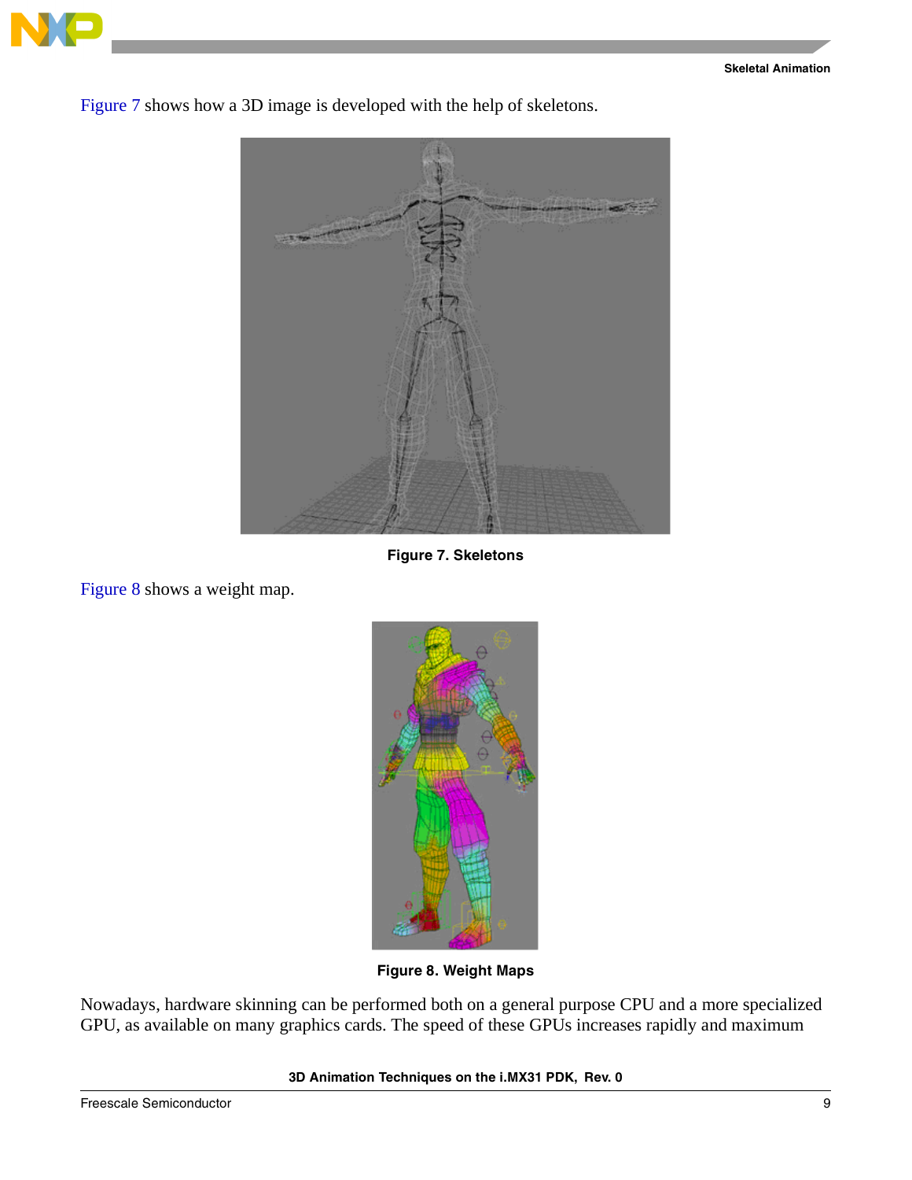Figure 7 shows how a 3D image is developed with the help of skeletons.

**Figure 7. Skeletons**

Figure 8 shows a weight map.

**Figure 8. Weight Maps**

Nowadays, hardware skinning can be performed both on a general purpose CPU and a more specialized GPU, as available on many graphics cards. The speed of these GPUs increases rapidly and maximum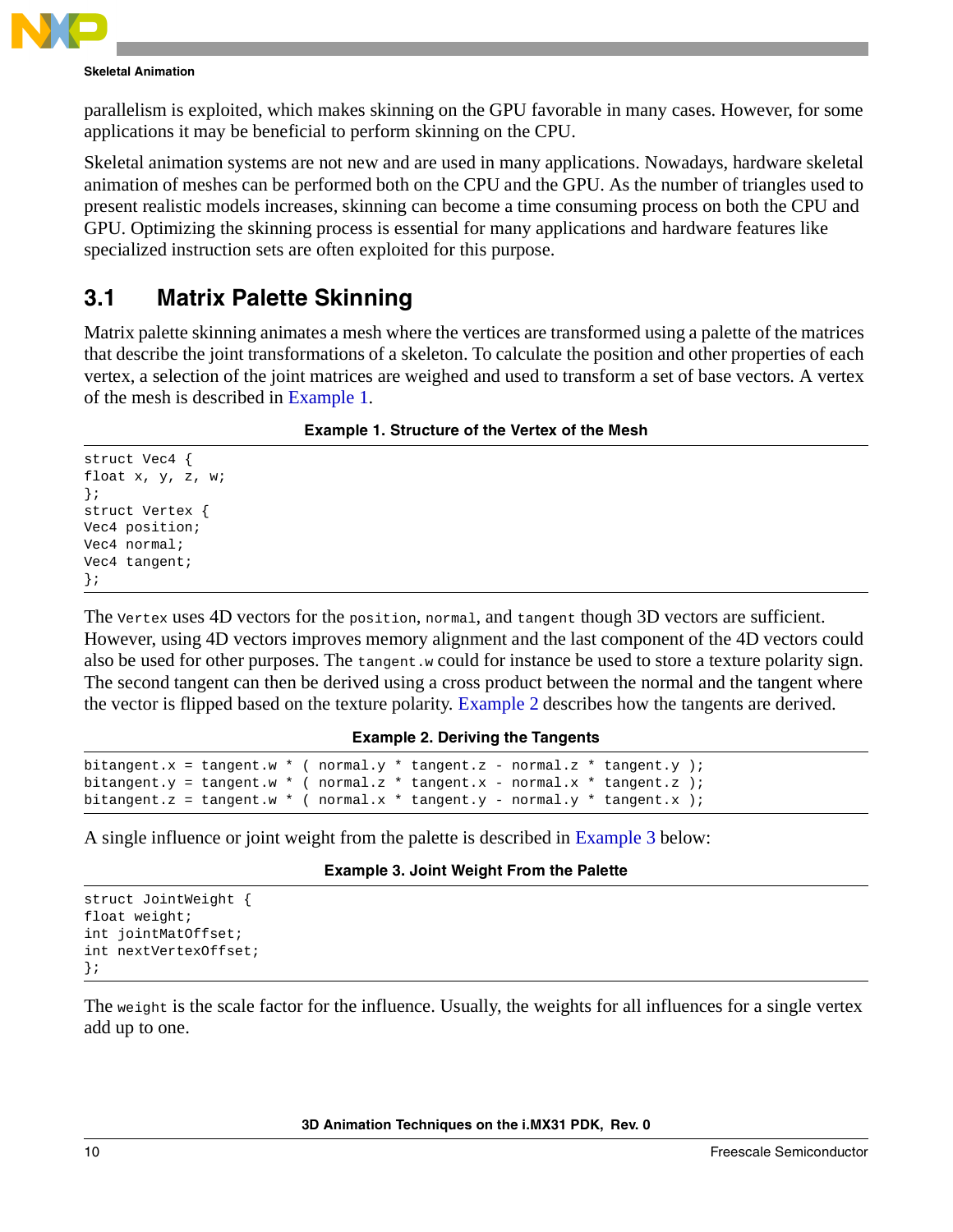parallelism is exploited, which makes skinning on the GPU favorable in many cases. However, for some applications it may be beneficial to perform skinning on the CPU.

Skeletal animation systems are not new and are used in many applications. Nowadays, hardware skeletal animation of meshes can be performed both on the CPU and the GPU. As the number of triangles used to present realistic models increases, skinning can become a time consuming process on both the CPU and GPU. Optimizing the skinning process is essential for many applications and hardware features like specialized instruction sets are often exploited for this purpose.

## 3.1 Matrix Palette Skinning

Matrix palette skinning animates a mesh where the vertices are transformed using a palette of the matrices that describe the joint transformations of a skeleton. To calculate the position and other properties of each vertex, a selection of the joint matrices are weighed and used to transform a set of base vectors. A vertex of the mesh is described in Example 1.

**Example 1. Structure of the Vertex of the Mesh**

```
struct Vec4 {
float x, y, z, w;
};
struct Vertex {
Vec4 position;
Vec4 normal;
Vec4 tangent;
};
```

The `Vertex` uses 4D vectors for the `position`, `normal`, and `tangent` though 3D vectors are sufficient. However, using 4D vectors improves memory alignment and the last component of the 4D vectors could also be used for other purposes. The `tangent.w` could for instance be used to store a texture polarity sign. The second tangent can then be derived using a cross product between the normal and the tangent where the vector is flipped based on the texture polarity. Example 2 describes how the tangents are derived.

**Example 2. Deriving the Tangents**

```
bitangent.x = tangent.w * ( normal.y * tangent.z - normal.z * tangent.y );
bitangent.y = tangent.w * ( normal.z * tangent.x - normal.x * tangent.z );
bitangent.z = tangent.w * ( normal.x * tangent.y - normal.y * tangent.x );
```

A single influence or joint weight from the palette is described in Example 3 below:

**Example 3. Joint Weight From the Palette**

```
struct JointWeight {
float weight;
int jointMatOffset;
int nextVertexOffset;
};
```

The `weight` is the scale factor for the influence. Usually, the weights for all influences for a single vertex add up to one.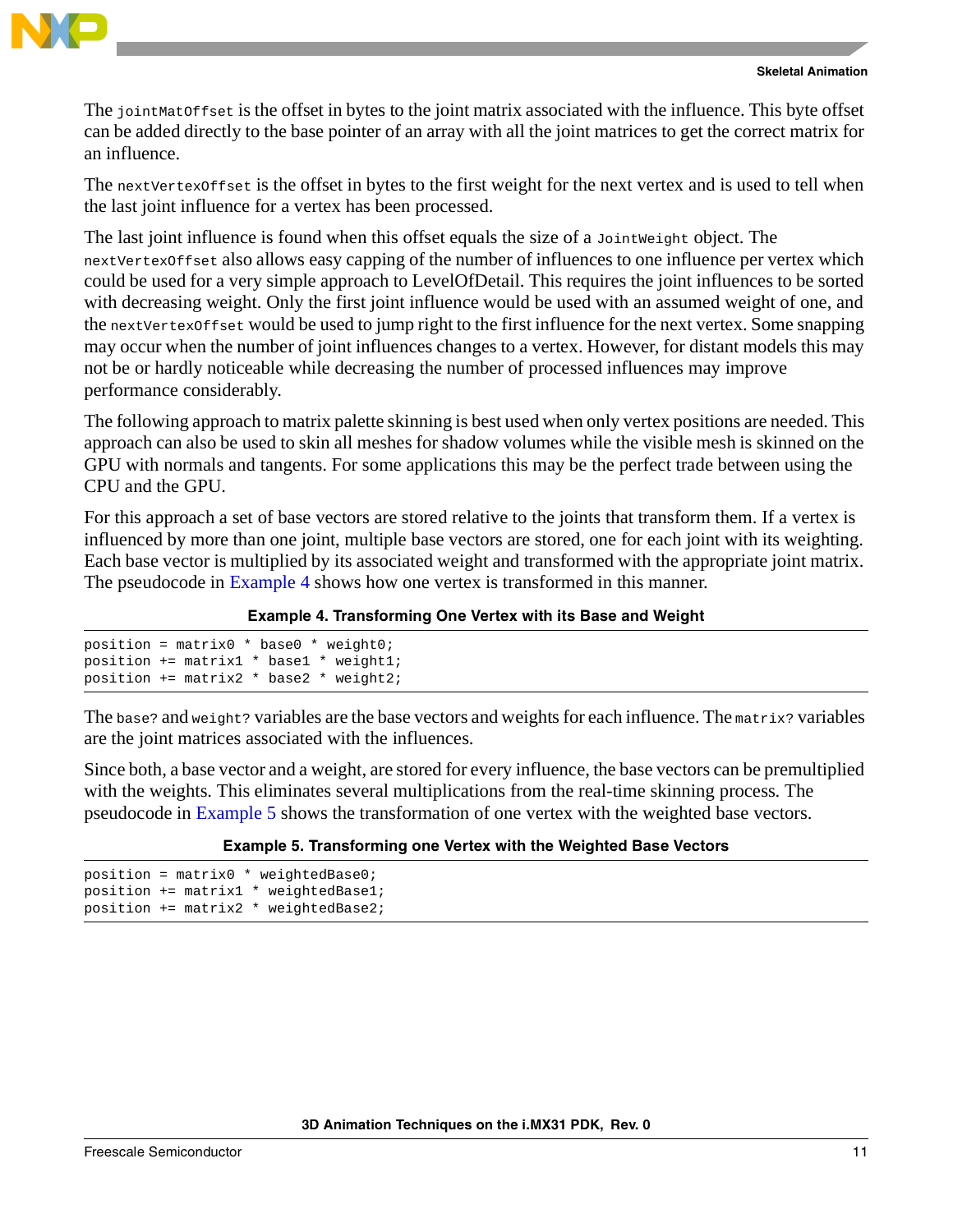The `jointMatOffset` is the offset in bytes to the joint matrix associated with the influence. This byte offset can be added directly to the base pointer of an array with all the joint matrices to get the correct matrix for an influence.

The `nextVertexOffset` is the offset in bytes to the first weight for the next vertex and is used to tell when the last joint influence for a vertex has been processed.

The last joint influence is found when this offset equals the size of a `JointWeight` object. The `nextVertexOffset` also allows easy capping of the number of influences to one influence per vertex which could be used for a very simple approach to LevelOfDetail. This requires the joint influences to be sorted with decreasing weight. Only the first joint influence would be used with an assumed weight of one, and the `nextVertexOffset` would be used to jump right to the first influence for the next vertex. Some snapping may occur when the number of joint influences changes to a vertex. However, for distant models this may not be or hardly noticeable while decreasing the number of processed influences may improve performance considerably.

The following approach to matrix palette skinning is best used when only vertex positions are needed. This approach can also be used to skin all meshes for shadow volumes while the visible mesh is skinned on the GPU with normals and tangents. For some applications this may be the perfect trade between using the CPU and the GPU.

For this approach a set of base vectors are stored relative to the joints that transform them. If a vertex is influenced by more than one joint, multiple base vectors are stored, one for each joint with its weighting. Each base vector is multiplied by its associated weight and transformed with the appropriate joint matrix. The pseudocode in Example 4 shows how one vertex is transformed in this manner.

**Example 4. Transforming One Vertex with its Base and Weight**

```
position = matrix0 * base0 * weight0;
position += matrix1 * base1 * weight1;
position += matrix2 * base2 * weight2;
```

The `base?` and `weight?` variables are the base vectors and weights for each influence. The `matrix?` variables are the joint matrices associated with the influences.

Since both, a base vector and a weight, are stored for every influence, the base vectors can be premultiplied with the weights. This eliminates several multiplications from the real-time skinning process. The pseudocode in Example 5 shows the transformation of one vertex with the weighted base vectors.

**Example 5. Transforming one Vertex with the Weighted Base Vectors**

```
position = matrix0 * weightedBase0;
position += matrix1 * weightedBase1;
position += matrix2 * weightedBase2;
```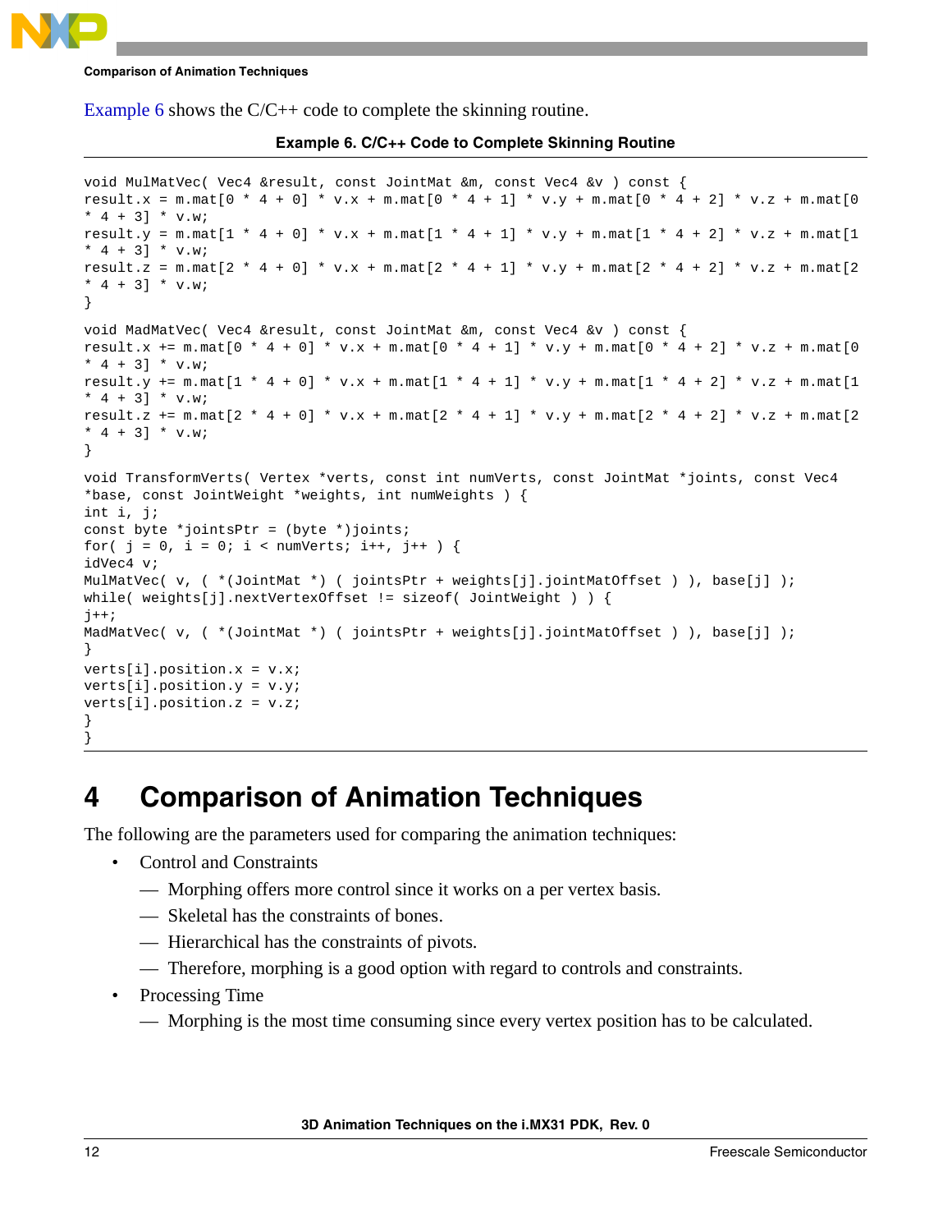Example 6 shows the C/C++ code to complete the skinning routine.

**Example 6. C/C++ Code to Complete Skinning Routine**

```
void MulMatVec( Vec4 &result, const JointMat &m, const Vec4 &v ) const {
result.x = m.mat[0 * 4 + 0] * v.x + m.mat[0 * 4 + 1] * v.y + m.mat[0 * 4 + 2] * v.z + m.mat[0
* 4 + 3] * v.w;
result.y = m.mat[1 * 4 + 0] * v.x + m.mat[1 * 4 + 1] * v.y + m.mat[1 * 4 + 2] * v.z + m.mat[1
* 4 + 3] * v.w;
result.z = m.mat[2 * 4 + 0] * v.x + m.mat[2 * 4 + 1] * v.y + m.mat[2 * 4 + 2] * v.z + m.mat[2
* 4 + 3] * v.w;
}

void MadMatVec( Vec4 &result, const JointMat &m, const Vec4 &v ) const {
result.x += m.mat[0 * 4 + 0] * v.x + m.mat[0 * 4 + 1] * v.y + m.mat[0 * 4 + 2] * v.z + m.mat[0
* 4 + 3] * v.w;
result.y += m.mat[1 * 4 + 0] * v.x + m.mat[1 * 4 + 1] * v.y + m.mat[1 * 4 + 2] * v.z + m.mat[1
* 4 + 3] * v.w;
result.z += m.mat[2 * 4 + 0] * v.x + m.mat[2 * 4 + 1] * v.y + m.mat[2 * 4 + 2] * v.z + m.mat[2
* 4 + 3] * v.w;
}

void TransformVerts( Vertex *verts, const int numVerts, const JointMat *joints, const Vec4
*base, const JointWeight *weights, int numWeights ) {
int i, j;
const byte *jointsPtr = (byte *)joints;
for( j = 0, i = 0; i < numVerts; i++, j++ ) {
idVec4 v;
MulMatVec( v, ( *(JointMat *) ( jointsPtr + weights[j].jointMatOffset ) ), base[j] );
while( weights[j].nextVertexOffset != sizeof( JointWeight ) ) {
j++;
MadMatVec( v, ( *(JointMat *) ( jointsPtr + weights[j].jointMatOffset ) ), base[j] );
}
verts[i].position.x = v.x;
verts[i].position.y = v.y;
verts[i].position.z = v.z;
}
}
```

# 4 Comparison of Animation Techniques

The following are the parameters used for comparing the animation techniques:

- Control and Constraints
  - Morphing offers more control since it works on a per vertex basis.
  - Skeletal has the constraints of bones.
  - Hierarchical has the constraints of pivots.
  - Therefore, morphing is a good option with regard to controls and constraints.
- Processing Time
  - Morphing is the most time consuming since every vertex position has to be calculated.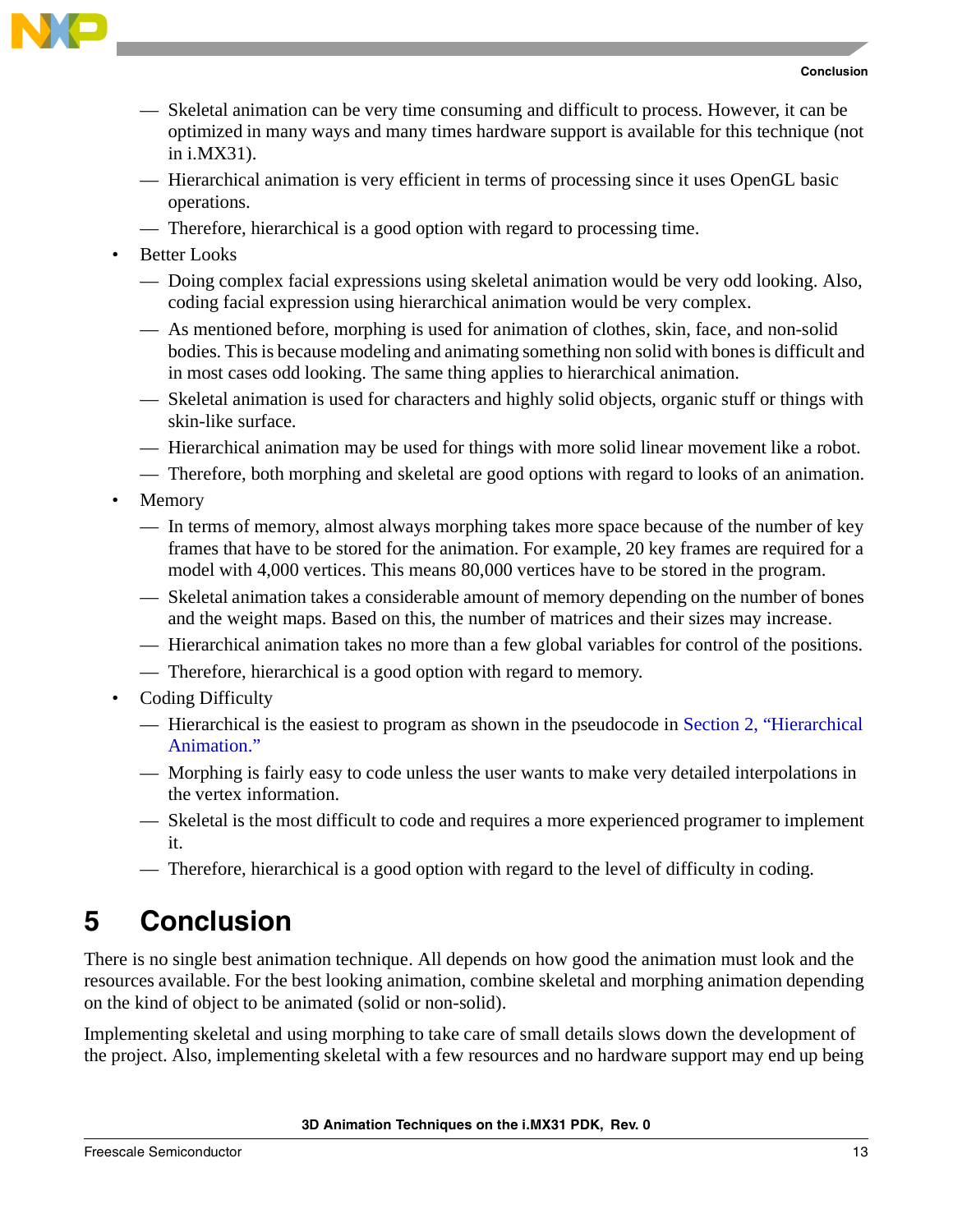- Skeletal animation can be very time consuming and difficult to process. However, it can be optimized in many ways and many times hardware support is available for this technique (not in i.MX31).
  - Hierarchical animation is very efficient in terms of processing since it uses OpenGL basic operations.
  - Therefore, hierarchical is a good option with regard to processing time.
- Better Looks
  - Doing complex facial expressions using skeletal animation would be very odd looking. Also, coding facial expression using hierarchical animation would be very complex.
  - As mentioned before, morphing is used for animation of clothes, skin, face, and non-solid bodies. This is because modeling and animating something non solid with bones is difficult and in most cases odd looking. The same thing applies to hierarchical animation.
  - Skeletal animation is used for characters and highly solid objects, organic stuff or things with skin-like surface.
  - Hierarchical animation may be used for things with more solid linear movement like a robot.
  - Therefore, both morphing and skeletal are good options with regard to looks of an animation.
- Memory
  - In terms of memory, almost always morphing takes more space because of the number of key frames that have to be stored for the animation. For example, 20 key frames are required for a model with 4,000 vertices. This means 80,000 vertices have to be stored in the program.
  - Skeletal animation takes a considerable amount of memory depending on the number of bones and the weight maps. Based on this, the number of matrices and their sizes may increase.
  - Hierarchical animation takes no more than a few global variables for control of the positions.
  - Therefore, hierarchical is a good option with regard to memory.
- Coding Difficulty
  - Hierarchical is the easiest to program as shown in the pseudocode in Section 2, "Hierarchical Animation."
  - Morphing is fairly easy to code unless the user wants to make very detailed interpolations in the vertex information.
  - Skeletal is the most difficult to code and requires a more experienced programer to implement it.
  - Therefore, hierarchical is a good option with regard to the level of difficulty in coding.

# 5 Conclusion

There is no single best animation technique. All depends on how good the animation must look and the resources available. For the best looking animation, combine skeletal and morphing animation depending on the kind of object to be animated (solid or non-solid).

Implementing skeletal and using morphing to take care of small details slows down the development of the project. Also, implementing skeletal with a few resources and no hardware support may end up being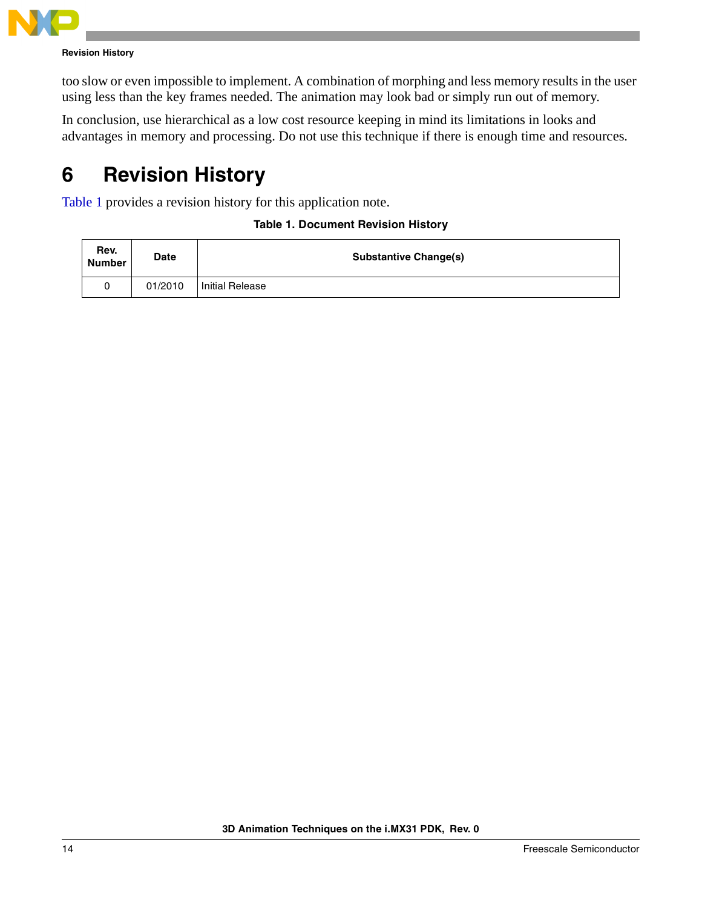too slow or even impossible to implement. A combination of morphing and less memory results in the user using less than the key frames needed. The animation may look bad or simply run out of memory.

In conclusion, use hierarchical as a low cost resource keeping in mind its limitations in looks and advantages in memory and processing. Do not use this technique if there is enough time and resources.

# 6 Revision History

Table 1 provides a revision history for this application note.

**Table 1. Document Revision History**

| Rev. Number | Date | Substantive Change(s) |
|---|---|---|
| 0 | 01/2010 | Initial Release |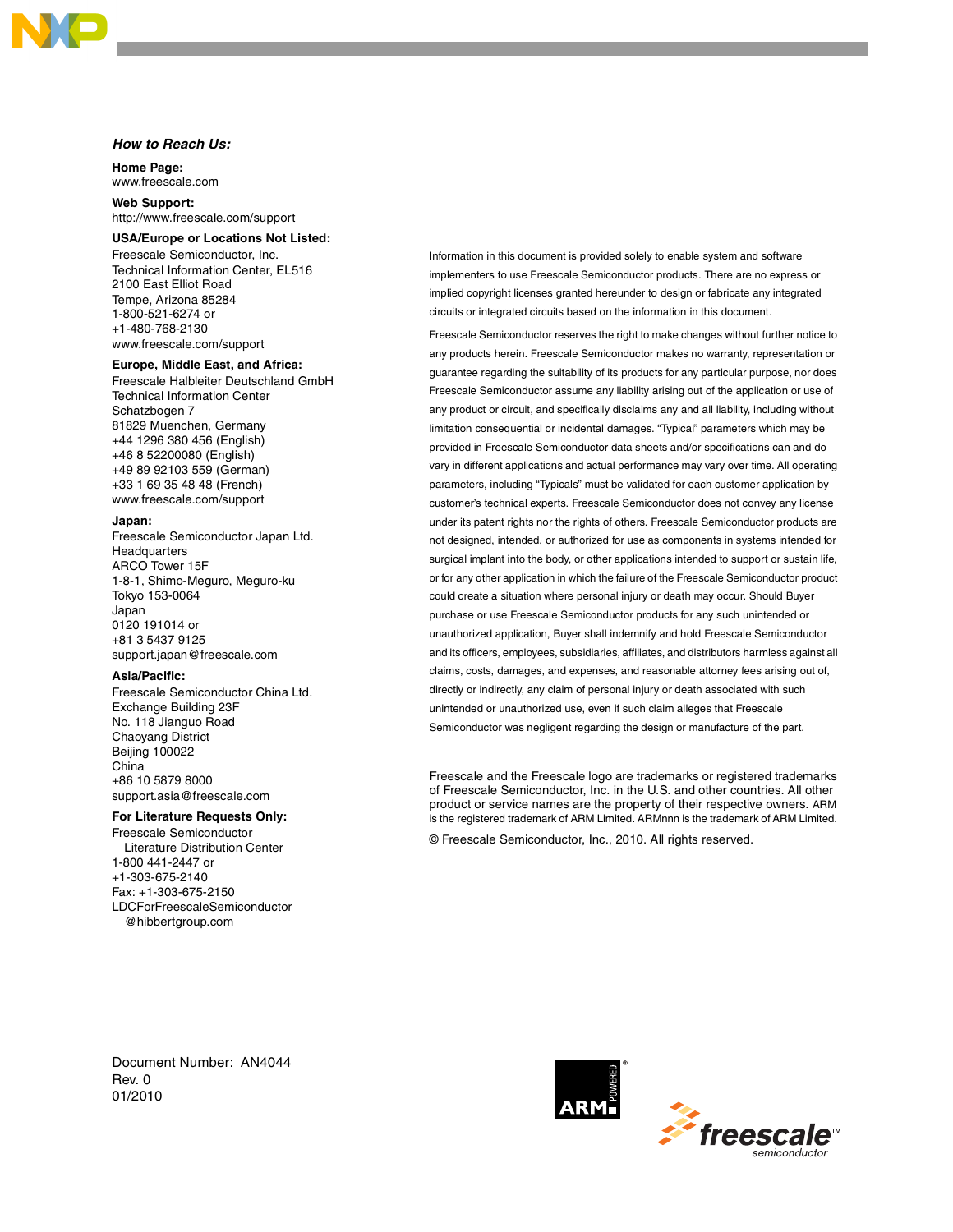*How to Reach Us:*

**Home Page:**
www.freescale.com

**Web Support:**
http://www.freescale.com/support

**USA/Europe or Locations Not Listed:**
Freescale Semiconductor, Inc.
Technical Information Center, EL516
2100 East Elliot Road
Tempe, Arizona 85284
1-800-521-6274 or
+1-480-768-2130
www.freescale.com/support

**Europe, Middle East, and Africa:**
Freescale Halbleiter Deutschland GmbH
Technical Information Center
Schatzbogen 7
81829 Muenchen, Germany
+44 1296 380 456 (English)
+46 8 52200080 (English)
+49 89 92103 559 (German)
+33 1 69 35 48 48 (French)
www.freescale.com/support

**Japan:**
Freescale Semiconductor Japan Ltd.
Headquarters
ARCO Tower 15F
1-8-1, Shimo-Meguro, Meguro-ku
Tokyo 153-0064
Japan
0120 191014 or
+81 3 5437 9125
support.japan@freescale.com

**Asia/Pacific:**
Freescale Semiconductor China Ltd.
Exchange Building 23F
No. 118 Jianguo Road
Chaoyang District
Beijing 100022
China
+86 10 5879 8000
support.asia@freescale.com

**For Literature Requests Only:**
Freescale Semiconductor
Literature Distribution Center
1-800 441-2447 or
+1-303-675-2140
Fax: +1-303-675-2150
LDCForFreescaleSemiconductor
@hibbertgroup.com

Information in this document is provided solely to enable system and software implementers to use Freescale Semiconductor products. There are no express or implied copyright licenses granted hereunder to design or fabricate any integrated circuits or integrated circuits based on the information in this document.

Freescale Semiconductor reserves the right to make changes without further notice to any products herein. Freescale Semiconductor makes no warranty, representation or guarantee regarding the suitability of its products for any particular purpose, nor does Freescale Semiconductor assume any liability arising out of the application or use of any product or circuit, and specifically disclaims any and all liability, including without limitation consequential or incidental damages. "Typical" parameters which may be provided in Freescale Semiconductor data sheets and/or specifications can and do vary in different applications and actual performance may vary over time. All operating parameters, including "Typicals" must be validated for each customer application by customer's technical experts. Freescale Semiconductor does not convey any license under its patent rights nor the rights of others. Freescale Semiconductor products are not designed, intended, or authorized for use as components in systems intended for surgical implant into the body, or other applications intended to support or sustain life, or for any other application in which the failure of the Freescale Semiconductor product could create a situation where personal injury or death may occur. Should Buyer purchase or use Freescale Semiconductor products for any such unintended or unauthorized application, Buyer shall indemnify and hold Freescale Semiconductor and its officers, employees, subsidiaries, affiliates, and distributors harmless against all claims, costs, damages, and expenses, and reasonable attorney fees arising out of, directly or indirectly, any claim of personal injury or death associated with such unintended or unauthorized use, even if such claim alleges that Freescale Semiconductor was negligent regarding the design or manufacture of the part.

Freescale and the Freescale logo are trademarks or registered trademarks of Freescale Semiconductor, Inc. in the U.S. and other countries. All other product or service names are the property of their respective owners. ARM is the registered trademark of ARM Limited. ARMnnn is the trademark of ARM Limited.

© Freescale Semiconductor, Inc., 2010. All rights reserved.

Document Number: AN4044
Rev. 0
01/2010